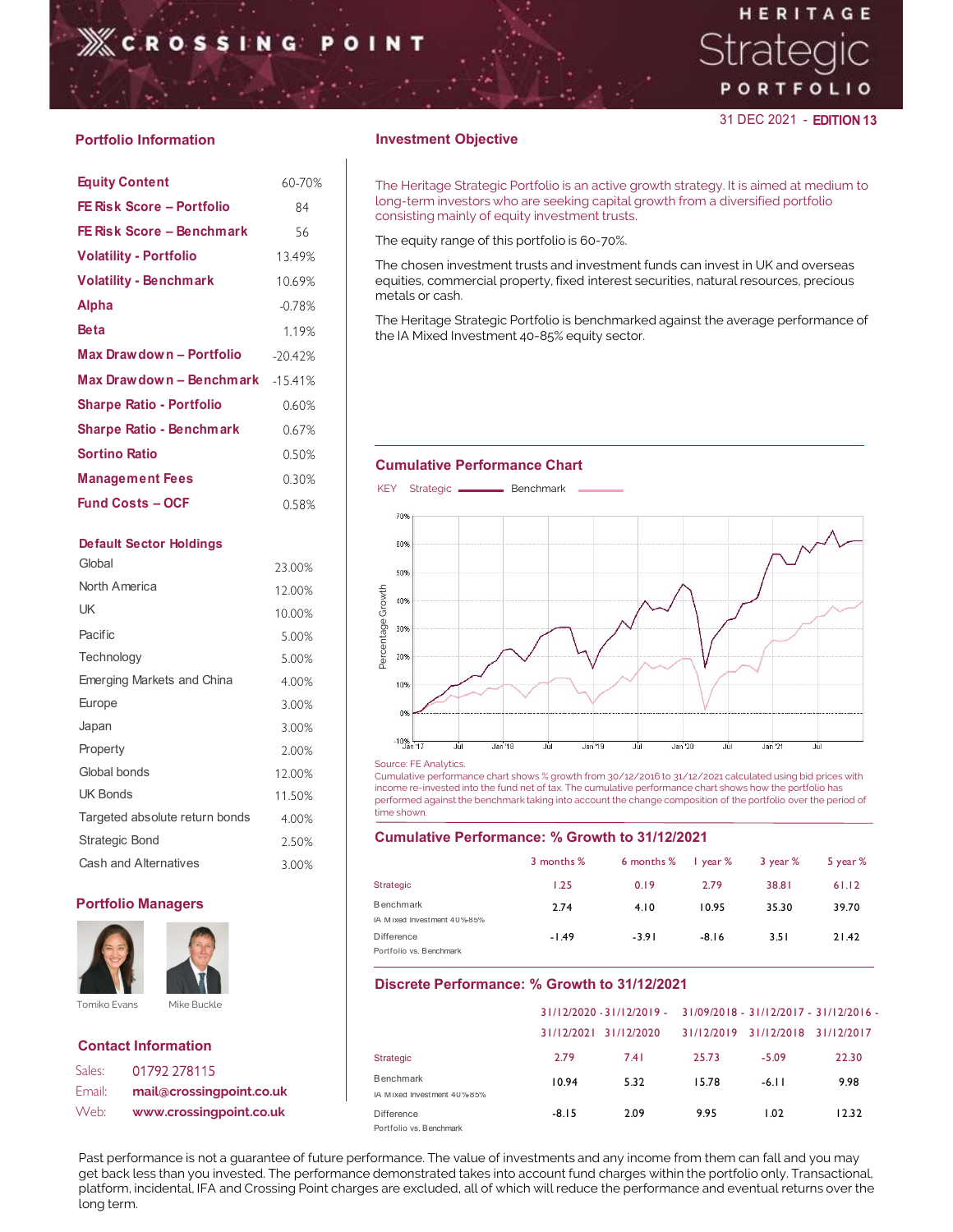# CROSSING POINT

# HERITAGE Strategic PORTFOLIO

31 DEC 2021 - **EDITION 13**

## Portfolio Information

| | |
|---|---|
| **Equity Content** | 60-70% |
| **FE Risk Score – Portfolio** | 84 |
| **FE Risk Score – Benchmark** | 56 |
| **Volatility - Portfolio** | 13.49% |
| **Volatility - Benchmark** | 10.69% |
| **Alpha** | -0.78% |
| **Beta** | 1.19% |
| **Max Drawdown – Portfolio** | -20.42% |
| **Max Drawdown – Benchmark** | -15.41% |
| **Sharpe Ratio - Portfolio** | 0.60% |
| **Sharpe Ratio - Benchmark** | 0.67% |
| **Sortino Ratio** | 0.50% |
| **Management Fees** | 0.30% |
| **Fund Costs – OCF** | 0.58% |

### Default Sector Holdings

| | |
|---|---|
| Global | 23.00% |
| North America | 12.00% |
| UK | 10.00% |
| Pacific | 5.00% |
| Technology | 5.00% |
| Emerging Markets and China | 4.00% |
| Europe | 3.00% |
| Japan | 3.00% |
| Property | 2.00% |
| Global bonds | 12.00% |
| UK Bonds | 11.50% |
| Targeted absolute return bonds | 4.00% |
| Strategic Bond | 2.50% |
| Cash and Alternatives | 3.00% |

## Portfolio Managers

Tomiko Evans

Mike Buckle

## Contact Information

Sales: **01792 278115**

Email: **mail@crossingpoint.co.uk**

Web: **www.crossingpoint.co.uk**

## Investment Objective

The Heritage Strategic Portfolio is an active growth strategy. It is aimed at medium to long-term investors who are seeking capital growth from a diversified portfolio consisting mainly of equity investment trusts.

The equity range of this portfolio is 60-70%.

The chosen investment trusts and investment funds can invest in UK and overseas equities, commercial property, fixed interest securities, natural resources, precious metals or cash.

The Heritage Strategic Portfolio is benchmarked against the average performance of the IA Mixed Investment 40-85% equity sector.

## Cumulative Performance Chart

KEY Strategic —— Benchmark ——

Source: FE Analytics.
Cumulative performance chart shows % growth from 30/12/2016 to 31/12/2021 calculated using bid prices with income re-invested into the fund net of tax. The cumulative performance chart shows how the portfolio has performed against the benchmark taking into account the change composition of the portfolio over the period of time shown.

## Cumulative Performance: % Growth to 31/12/2021

| | 3 months % | 6 months % | 1 year % | 3 year % | 5 year % |
|---|---|---|---|---|---|
| Strategic | 1.25 | 0.19 | 2.79 | 38.81 | 61.12 |
| Benchmark<br>IA Mixed Investment 40%-85% | 2.74 | 4.10 | 10.95 | 35.30 | 39.70 |
| Difference<br>Portfolio vs. Benchmark | -1.49 | -3.91 | -8.16 | 3.51 | 21.42 |

## Discrete Performance: % Growth to 31/12/2021

| | 31/12/2020 - 31/12/2021 | 31/12/2019 - 31/12/2020 | 31/09/2018 - 31/12/2019 | 31/12/2017 - 31/12/2018 | 31/12/2016 - 31/12/2017 |
|---|---|---|---|---|---|
| Strategic | 2.79 | 7.41 | 25.73 | -5.09 | 22.30 |
| Benchmark<br>IA Mixed Investment 40%-85% | 10.94 | 5.32 | 15.78 | -6.11 | 9.98 |
| Difference<br>Portfolio vs. Benchmark | -8.15 | 2.09 | 9.95 | 1.02 | 12.32 |

Past performance is not a guarantee of future performance. The value of investments and any income from them can fall and you may get back less than you invested. The performance demonstrated takes into account fund charges within the portfolio only. Transactional, platform, incidental, IFA and Crossing Point charges are excluded, all of which will reduce the performance and eventual returns over the long term.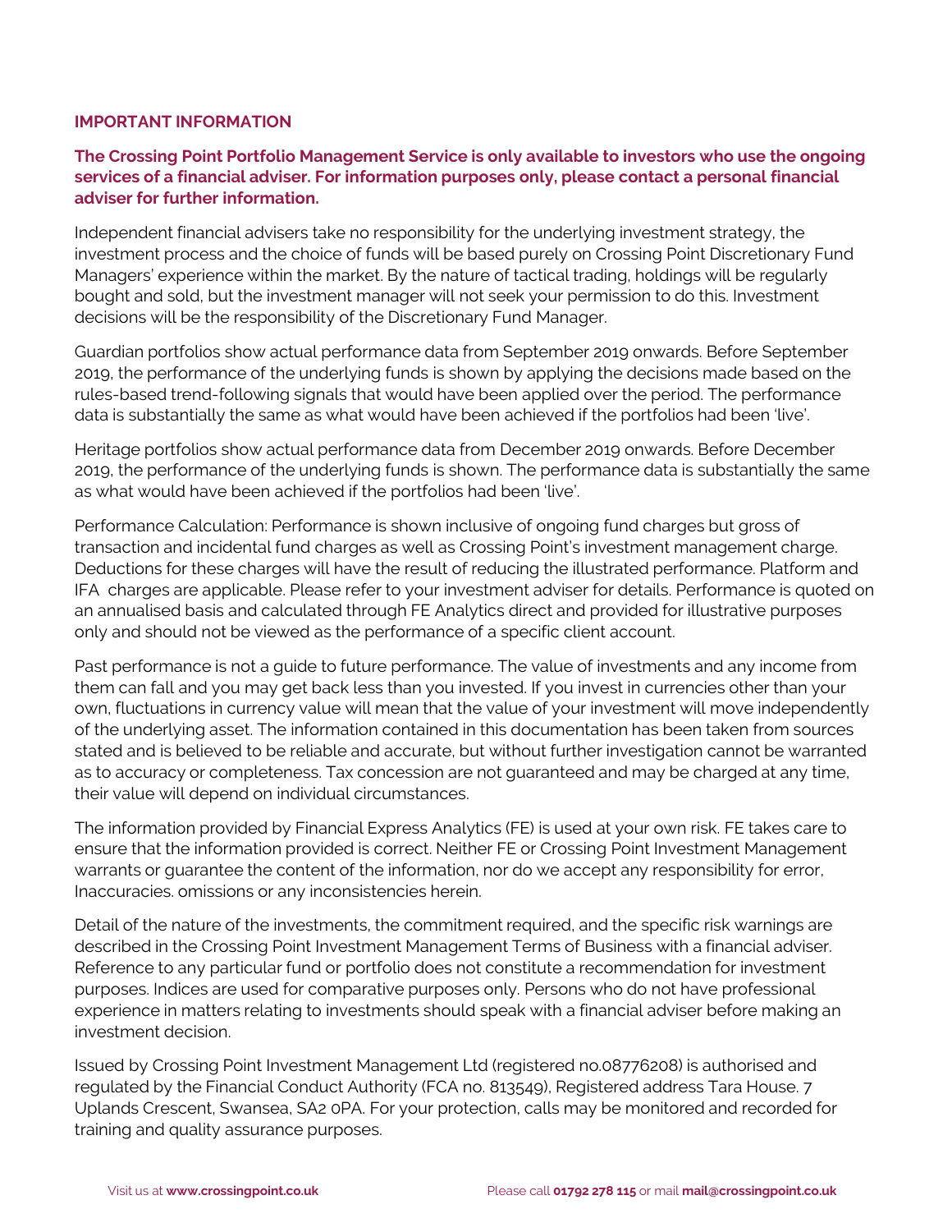## IMPORTANT INFORMATION

**The Crossing Point Portfolio Management Service is only available to investors who use the ongoing services of a financial adviser. For information purposes only, please contact a personal financial adviser for further information.**

Independent financial advisers take no responsibility for the underlying investment strategy, the investment process and the choice of funds will be based purely on Crossing Point Discretionary Fund Managers' experience within the market. By the nature of tactical trading, holdings will be regularly bought and sold, but the investment manager will not seek your permission to do this. Investment decisions will be the responsibility of the Discretionary Fund Manager.

Guardian portfolios show actual performance data from September 2019 onwards. Before September 2019, the performance of the underlying funds is shown by applying the decisions made based on the rules-based trend-following signals that would have been applied over the period. The performance data is substantially the same as what would have been achieved if the portfolios had been 'live'.

Heritage portfolios show actual performance data from December 2019 onwards. Before December 2019, the performance of the underlying funds is shown. The performance data is substantially the same as what would have been achieved if the portfolios had been 'live'.

Performance Calculation: Performance is shown inclusive of ongoing fund charges but gross of transaction and incidental fund charges as well as Crossing Point's investment management charge. Deductions for these charges will have the result of reducing the illustrated performance. Platform and IFA charges are applicable. Please refer to your investment adviser for details. Performance is quoted on an annualised basis and calculated through FE Analytics direct and provided for illustrative purposes only and should not be viewed as the performance of a specific client account.

Past performance is not a guide to future performance. The value of investments and any income from them can fall and you may get back less than you invested. If you invest in currencies other than your own, fluctuations in currency value will mean that the value of your investment will move independently of the underlying asset. The information contained in this documentation has been taken from sources stated and is believed to be reliable and accurate, but without further investigation cannot be warranted as to accuracy or completeness. Tax concession are not guaranteed and may be charged at any time, their value will depend on individual circumstances.

The information provided by Financial Express Analytics (FE) is used at your own risk. FE takes care to ensure that the information provided is correct. Neither FE or Crossing Point Investment Management warrants or guarantee the content of the information, nor do we accept any responsibility for error, Inaccuracies. omissions or any inconsistencies herein.

Detail of the nature of the investments, the commitment required, and the specific risk warnings are described in the Crossing Point Investment Management Terms of Business with a financial adviser. Reference to any particular fund or portfolio does not constitute a recommendation for investment purposes. Indices are used for comparative purposes only. Persons who do not have professional experience in matters relating to investments should speak with a financial adviser before making an investment decision.

Issued by Crossing Point Investment Management Ltd (registered no.08776208) is authorised and regulated by the Financial Conduct Authority (FCA no. 813549), Registered address Tara House. 7 Uplands Crescent, Swansea, SA2 0PA. For your protection, calls may be monitored and recorded for training and quality assurance purposes.

Visit us at **www.crossingpoint.co.uk** Please call **01792 278 115** or mail **mail@crossingpoint.co.uk**